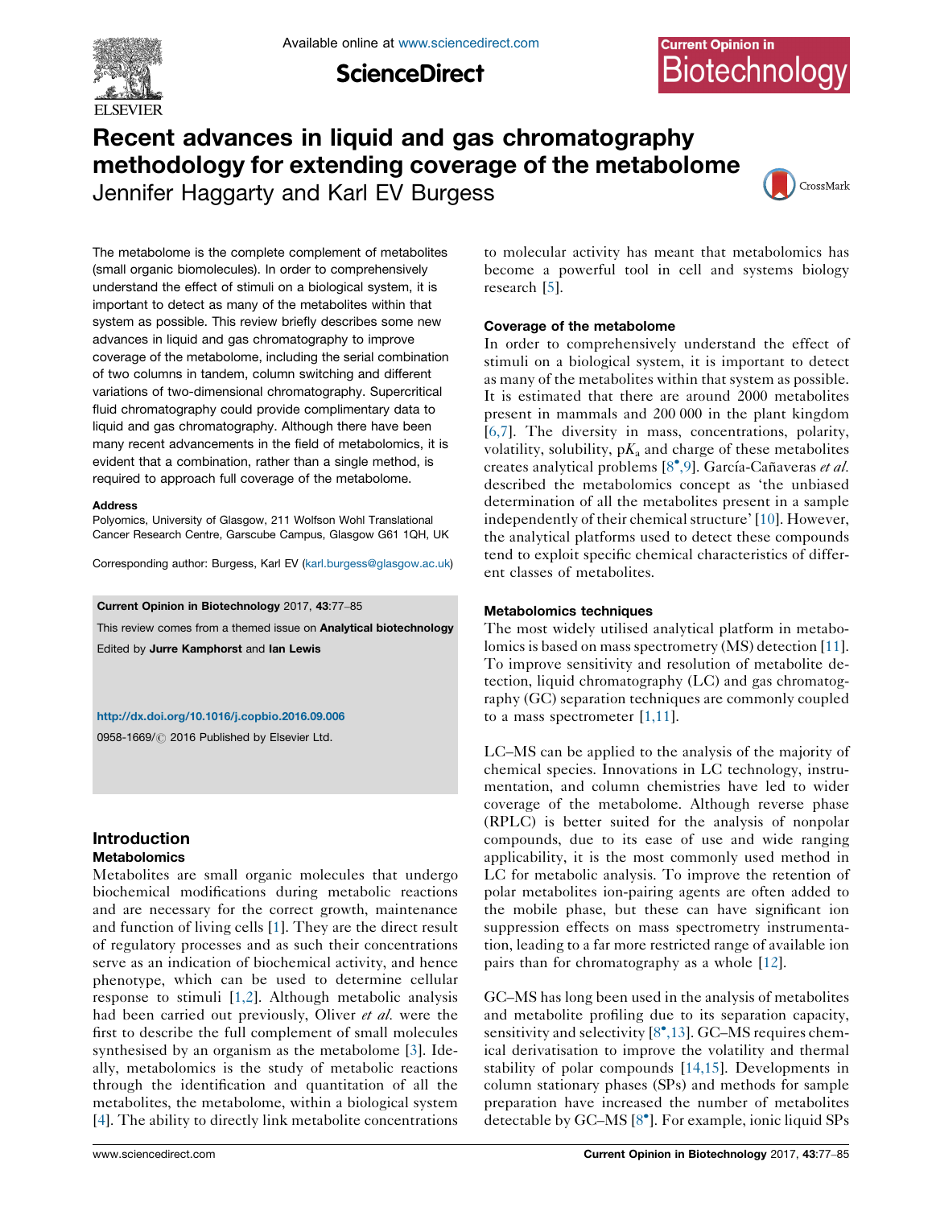# Recent advances in liquid and gas chromatography methodology for extending coverage of the metabolome

Jennifer Haggarty and Karl EV Burgess

The metabolome is the complete complement of metabolites (small organic biomolecules). In order to comprehensively understand the effect of stimuli on a biological system, it is important to detect as many of the metabolites within that system as possible. This review briefly describes some new advances in liquid and gas chromatography to improve coverage of the metabolome, including the serial combination of two columns in tandem, column switching and different variations of two-dimensional chromatography. Supercritical fluid chromatography could provide complimentary data to liquid and gas chromatography. Although there have been many recent advancements in the field of metabolomics, it is evident that a combination, rather than a single method, is required to approach full coverage of the metabolome.

**Address**

Polyomics, University of Glasgow, 211 Wolfson Wohl Translational Cancer Research Centre, Garscube Campus, Glasgow G61 1QH, UK

Corresponding author: Burgess, Karl EV (karl.burgess@glasgow.ac.uk)

**Current Opinion in Biotechnology** 2017, **43**:77–85

This review comes from a themed issue on **Analytical biotechnology**

Edited by **Jurre Kamphorst** and **Ian Lewis**

http://dx.doi.org/10.1016/j.copbio.2016.09.006

0958-1669/© 2016 Published by Elsevier Ltd.

## Introduction

### Metabolomics

Metabolites are small organic molecules that undergo biochemical modifications during metabolic reactions and are necessary for the correct growth, maintenance and function of living cells [1]. They are the direct result of regulatory processes and as such their concentrations serve as an indication of biochemical activity, and hence phenotype, which can be used to determine cellular response to stimuli [1,2]. Although metabolic analysis had been carried out previously, Oliver *et al.* were the first to describe the full complement of small molecules synthesised by an organism as the metabolome [3]. Ideally, metabolomics is the study of metabolic reactions through the identification and quantitation of all the metabolites, the metabolome, within a biological system [4]. The ability to directly link metabolite concentrations to molecular activity has meant that metabolomics has become a powerful tool in cell and systems biology research [5].

### Coverage of the metabolome

In order to comprehensively understand the effect of stimuli on a biological system, it is important to detect as many of the metabolites within that system as possible. It is estimated that there are around 2000 metabolites present in mammals and 200 000 in the plant kingdom [6,7]. The diversity in mass, concentrations, polarity, volatility, solubility, p$K_a$ and charge of these metabolites creates analytical problems [8•,9]. García-Cañaveras *et al.* described the metabolomics concept as 'the unbiased determination of all the metabolites present in a sample independently of their chemical structure' [10]. However, the analytical platforms used to detect these compounds tend to exploit specific chemical characteristics of different classes of metabolites.

### Metabolomics techniques

The most widely utilised analytical platform in metabolomics is based on mass spectrometry (MS) detection [11]. To improve sensitivity and resolution of metabolite detection, liquid chromatography (LC) and gas chromatography (GC) separation techniques are commonly coupled to a mass spectrometer [1,11].

LC–MS can be applied to the analysis of the majority of chemical species. Innovations in LC technology, instrumentation, and column chemistries have led to wider coverage of the metabolome. Although reverse phase (RPLC) is better suited for the analysis of nonpolar compounds, due to its ease of use and wide ranging applicability, it is the most commonly used method in LC for metabolic analysis. To improve the retention of polar metabolites ion-pairing agents are often added to the mobile phase, but these can have significant ion suppression effects on mass spectrometry instrumentation, leading to a far more restricted range of available ion pairs than for chromatography as a whole [12].

GC–MS has long been used in the analysis of metabolites and metabolite profiling due to its separation capacity, sensitivity and selectivity [8•,13]. GC–MS requires chemical derivatisation to improve the volatility and thermal stability of polar compounds [14,15]. Developments in column stationary phases (SPs) and methods for sample preparation have increased the number of metabolites detectable by GC–MS [8•]. For example, ionic liquid SPs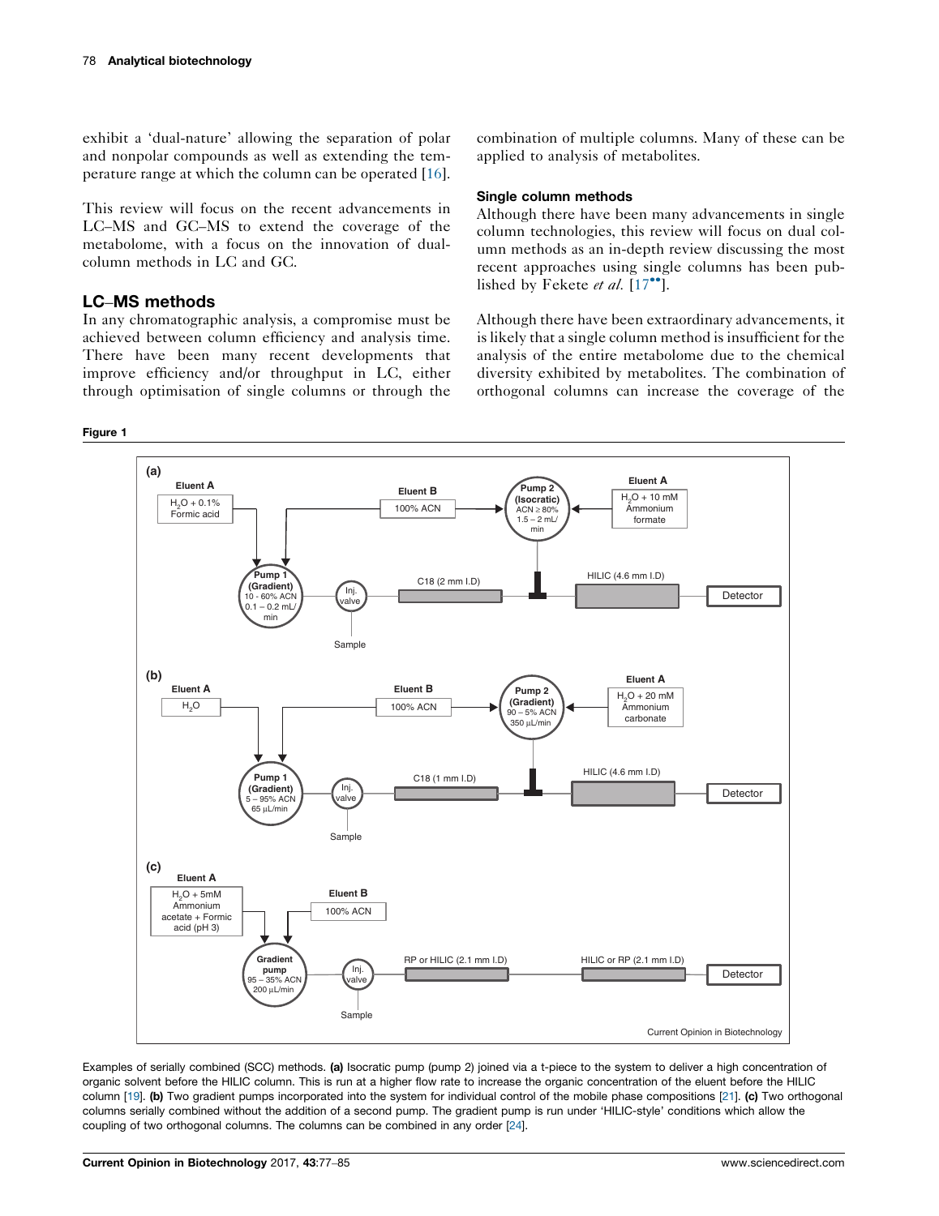exhibit a 'dual-nature' allowing the separation of polar and nonpolar compounds as well as extending the temperature range at which the column can be operated [16].

This review will focus on the recent advancements in LC–MS and GC–MS to extend the coverage of the metabolome, with a focus on the innovation of dual-column methods in LC and GC.

## LC–MS methods

In any chromatographic analysis, a compromise must be achieved between column efficiency and analysis time. There have been many recent developments that improve efficiency and/or throughput in LC, either through optimisation of single columns or through the combination of multiple columns. Many of these can be applied to analysis of metabolites.

### Single column methods

Although there have been many advancements in single column technologies, this review will focus on dual column methods as an in-depth review discussing the most recent approaches using single columns has been published by Fekete *et al.* [17••].

Although there have been extraordinary advancements, it is likely that a single column method is insufficient for the analysis of the entire metabolome due to the chemical diversity exhibited by metabolites. The combination of orthogonal columns can increase the coverage of the

**Figure 1**

Examples of serially combined (SCC) methods. **(a)** Isocratic pump (pump 2) joined via a t-piece to the system to deliver a high concentration of organic solvent before the HILIC column. This is run at a higher flow rate to increase the organic concentration of the eluent before the HILIC column [19]. **(b)** Two gradient pumps incorporated into the system for individual control of the mobile phase compositions [21]. **(c)** Two orthogonal columns serially combined without the addition of a second pump. The gradient pump is run under 'HILIC-style' conditions which allow the coupling of two orthogonal columns. The columns can be combined in any order [24].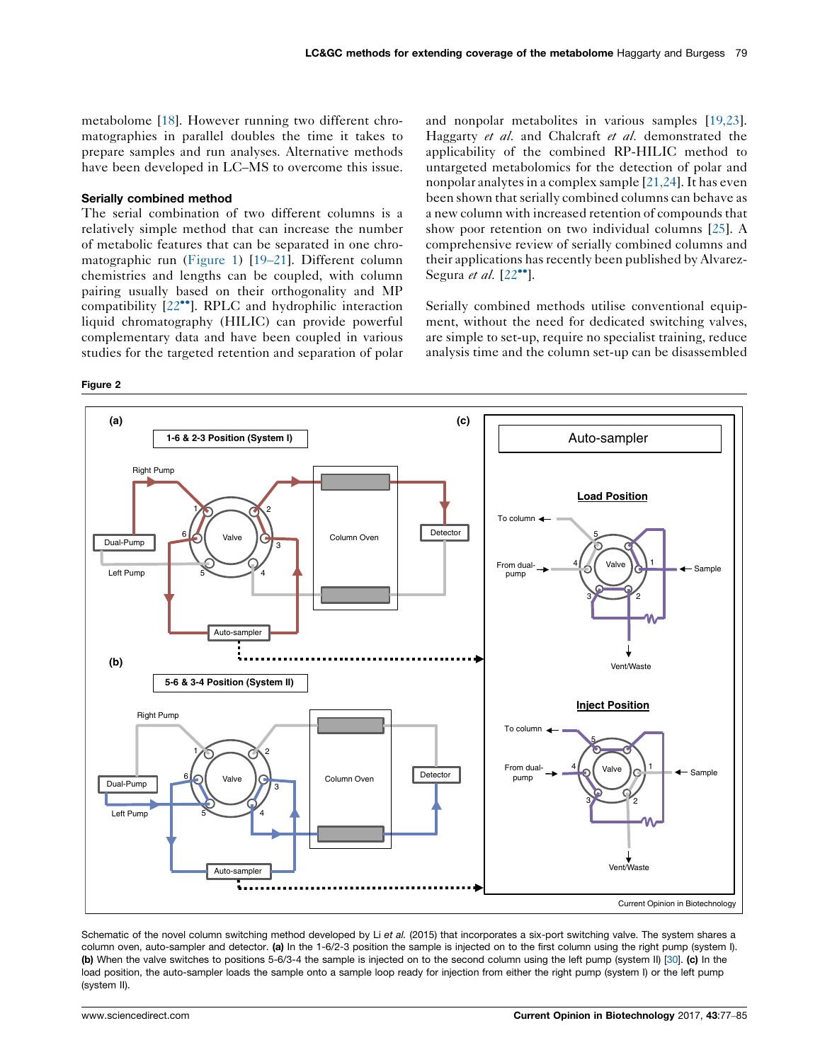metabolome [18]. However running two different chromatographies in parallel doubles the time it takes to prepare samples and run analyses. Alternative methods have been developed in LC–MS to overcome this issue.

### Serially combined method

The serial combination of two different columns is a relatively simple method that can increase the number of metabolic features that can be separated in one chromatographic run (Figure 1) [19–21]. Different column chemistries and lengths can be coupled, with column pairing usually based on their orthogonality and MP compatibility [22••]. RPLC and hydrophilic interaction liquid chromatography (HILIC) can provide powerful complementary data and have been coupled in various studies for the targeted retention and separation of polar and nonpolar metabolites in various samples [19,23]. Haggarty *et al.* and Chalcraft *et al.* demonstrated the applicability of the combined RP-HILIC method to untargeted metabolomics for the detection of polar and nonpolar analytes in a complex sample [21,24]. It has even been shown that serially combined columns can behave as a new column with increased retention of compounds that show poor retention on two individual columns [25]. A comprehensive review of serially combined columns and their applications has recently been published by Alvarez-Segura *et al.* [22••].

Serially combined methods utilise conventional equipment, without the need for dedicated switching valves, are simple to set-up, require no specialist training, reduce analysis time and the column set-up can be disassembled

**Figure 2**

Schematic of the novel column switching method developed by Li *et al.* (2015) that incorporates a six-port switching valve. The system shares a column oven, auto-sampler and detector. **(a)** In the 1-6/2-3 position the sample is injected on to the first column using the right pump (system I). **(b)** When the valve switches to positions 5-6/3-4 the sample is injected on to the second column using the left pump (system II) [30]. **(c)** In the load position, the auto-sampler loads the sample onto a sample loop ready for injection from either the right pump (system I) or the left pump (system II).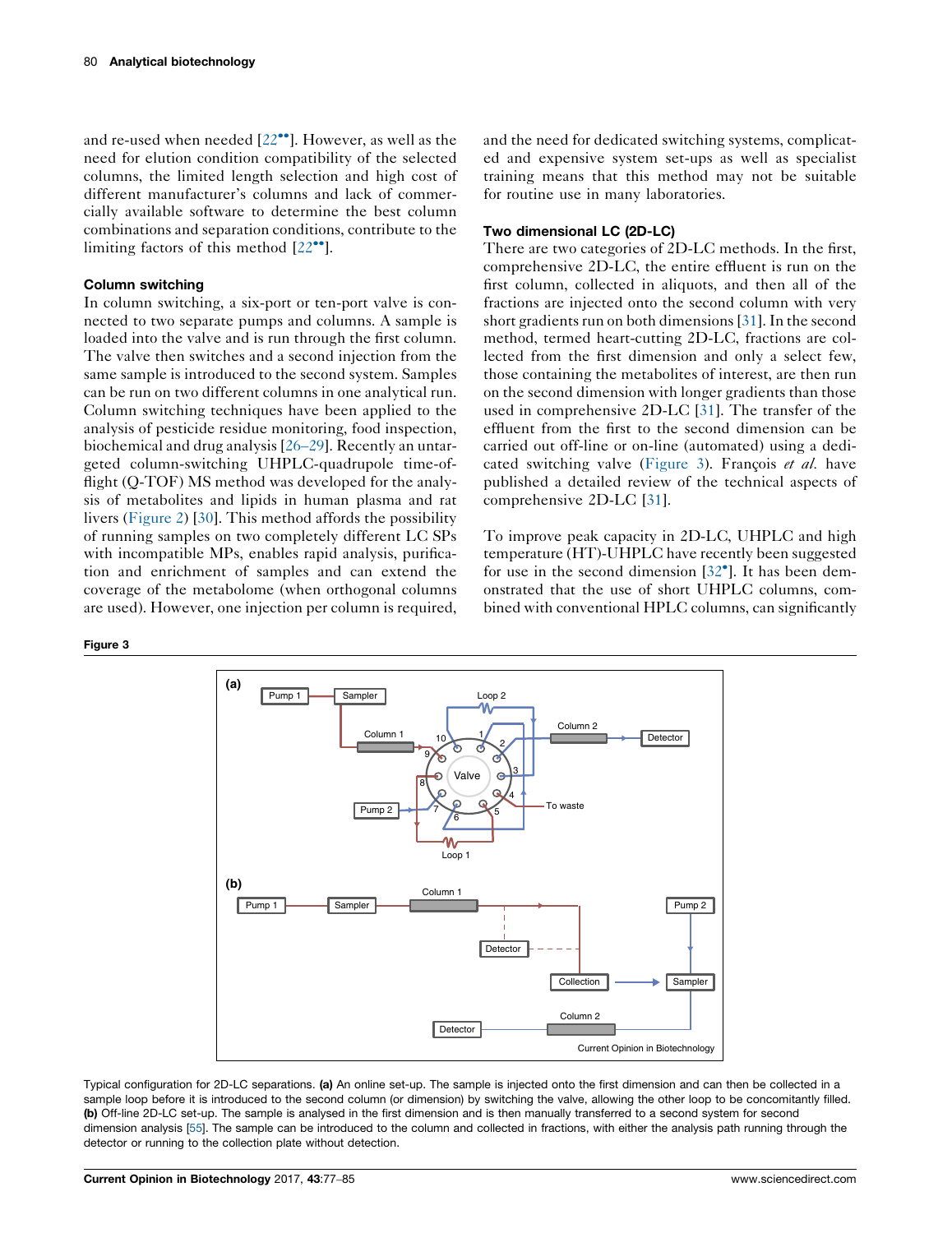and re-used when needed [22••]. However, as well as the need for elution condition compatibility of the selected columns, the limited length selection and high cost of different manufacturer's columns and lack of commercially available software to determine the best column combinations and separation conditions, contribute to the limiting factors of this method [22••].

### Column switching

In column switching, a six-port or ten-port valve is connected to two separate pumps and columns. A sample is loaded into the valve and is run through the first column. The valve then switches and a second injection from the same sample is introduced to the second system. Samples can be run on two different columns in one analytical run. Column switching techniques have been applied to the analysis of pesticide residue monitoring, food inspection, biochemical and drug analysis [26–29]. Recently an untargeted column-switching UHPLC-quadrupole time-of-flight (Q-TOF) MS method was developed for the analysis of metabolites and lipids in human plasma and rat livers (Figure 2) [30]. This method affords the possibility of running samples on two completely different LC SPs with incompatible MPs, enables rapid analysis, purification and enrichment of samples and can extend the coverage of the metabolome (when orthogonal columns are used). However, one injection per column is required, and the need for dedicated switching systems, complicated and expensive system set-ups as well as specialist training means that this method may not be suitable for routine use in many laboratories.

### Two dimensional LC (2D-LC)

There are two categories of 2D-LC methods. In the first, comprehensive 2D-LC, the entire effluent is run on the first column, collected in aliquots, and then all of the fractions are injected onto the second column with very short gradients run on both dimensions [31]. In the second method, termed heart-cutting 2D-LC, fractions are collected from the first dimension and only a select few, those containing the metabolites of interest, are then run on the second dimension with longer gradients than those used in comprehensive 2D-LC [31]. The transfer of the effluent from the first to the second dimension can be carried out off-line or on-line (automated) using a dedicated switching valve (Figure 3). François *et al.* have published a detailed review of the technical aspects of comprehensive 2D-LC [31].

To improve peak capacity in 2D-LC, UHPLC and high temperature (HT)-UHPLC have recently been suggested for use in the second dimension [32•]. It has been demonstrated that the use of short UHPLC columns, combined with conventional HPLC columns, can significantly

**Figure 3**

Typical configuration for 2D-LC separations. **(a)** An online set-up. The sample is injected onto the first dimension and can then be collected in a sample loop before it is introduced to the second column (or dimension) by switching the valve, allowing the other loop to be concomitantly filled. **(b)** Off-line 2D-LC set-up. The sample is analysed in the first dimension and is then manually transferred to a second system for second dimension analysis [55]. The sample can be introduced to the column and collected in fractions, with either the analysis path running through the detector or running to the collection plate without detection.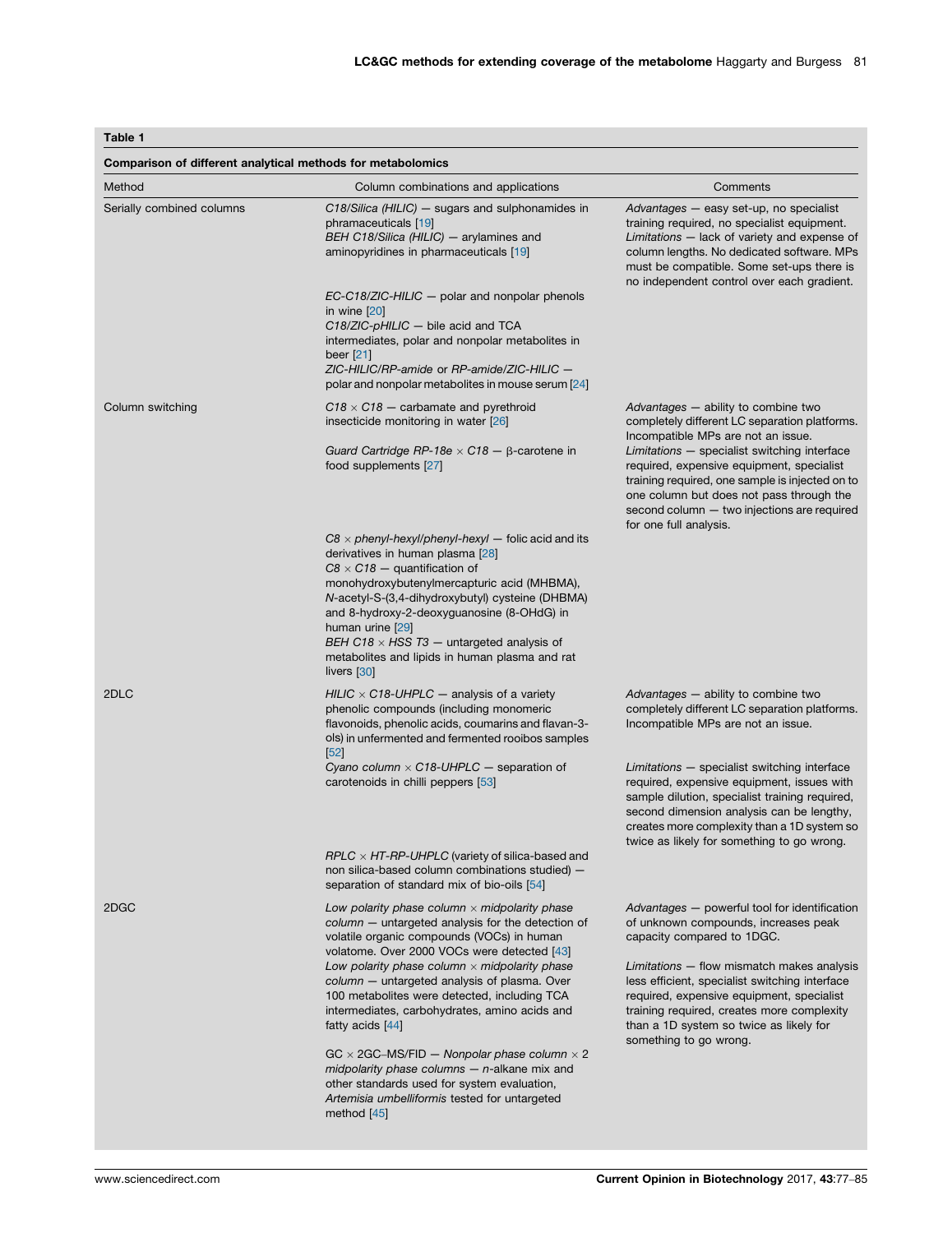**Table 1**

**Comparison of different analytical methods for metabolomics**

| Method | Column combinations and applications | Comments |
|---|---|---|
| Serially combined columns | *C18/Silica (HILIC)* — sugars and sulphonamides in phramaceuticals [19]<br>*BEH C18/Silica (HILIC)* — arylamines and aminopyridines in pharmaceuticals [19]<br>*EC-C18/ZIC-HILIC* — polar and nonpolar phenols in wine [20]<br>*C18/ZIC-pHILIC* — bile acid and TCA intermediates, polar and nonpolar metabolites in beer [21]<br>*ZIC-HILIC/RP-amide* or *RP-amide/ZIC-HILIC* — polar and nonpolar metabolites in mouse serum [24] | *Advantages* — easy set-up, no specialist training required, no specialist equipment.<br>*Limitations* — lack of variety and expense of column lengths. No dedicated software. MPs must be compatible. Some set-ups there is no independent control over each gradient. |
| Column switching | *C18 × C18* — carbamate and pyrethroid insecticide monitoring in water [26]<br>*Guard Cartridge RP-18e × C18* — β-carotene in food supplements [27]<br>*C8 × phenyl-hexyl/phenyl-hexyl* — folic acid and its derivatives in human plasma [28]<br>*C8 × C18* — quantification of monohydroxybutenylmercapturic acid (MHBMA), *N*-acetyl-S-(3,4-dihydroxybutyl) cysteine (DHBMA) and 8-hydroxy-2-deoxyguanosine (8-OHdG) in human urine [29]<br>*BEH C18 × HSS T3* — untargeted analysis of metabolites and lipids in human plasma and rat livers [30] | *Advantages* — ability to combine two completely different LC separation platforms. Incompatible MPs are not an issue.<br>*Limitations* — specialist switching interface required, expensive equipment, specialist training required, one sample is injected on to one column but does not pass through the second column — two injections are required for one full analysis. |
| 2DLC | *HILIC × C18-UHPLC* — analysis of a variety phenolic compounds (including monomeric flavonoids, phenolic acids, coumarins and flavan-3-ols) in unfermented and fermented rooibos samples [52]<br>*Cyano column × C18-UHPLC* — separation of carotenoids in chilli peppers [53]<br>*RPLC × HT-RP-UHPLC* (variety of silica-based and non silica-based column combinations studied) — separation of standard mix of bio-oils [54] | *Advantages* — ability to combine two completely different LC separation platforms. Incompatible MPs are not an issue.<br>*Limitations* — specialist switching interface required, expensive equipment, issues with sample dilution, specialist training required, second dimension analysis can be lengthy, creates more complexity than a 1D system so twice as likely for something to go wrong. |
| 2DGC | *Low polarity phase column × midpolarity phase column* — untargeted analysis for the detection of volatile organic compounds (VOCs) in human volatome. Over 2000 VOCs were detected [43]<br>*Low polarity phase column × midpolarity phase column* — untargeted analysis of plasma. Over 100 metabolites were detected, including TCA intermediates, carbohydrates, amino acids and fatty acids [44]<br>GC × 2GC–MS/FID — *Nonpolar phase column × 2 midpolarity phase columns* — *n*-alkane mix and other standards used for system evaluation, *Artemisia umbelliformis* tested for untargeted method [45] | *Advantages* — powerful tool for identification of unknown compounds, increases peak capacity compared to 1DGC.<br>*Limitations* — flow mismatch makes analysis less efficient, specialist switching interface required, expensive equipment, specialist training required, creates more complexity than a 1D system so twice as likely for something to go wrong. |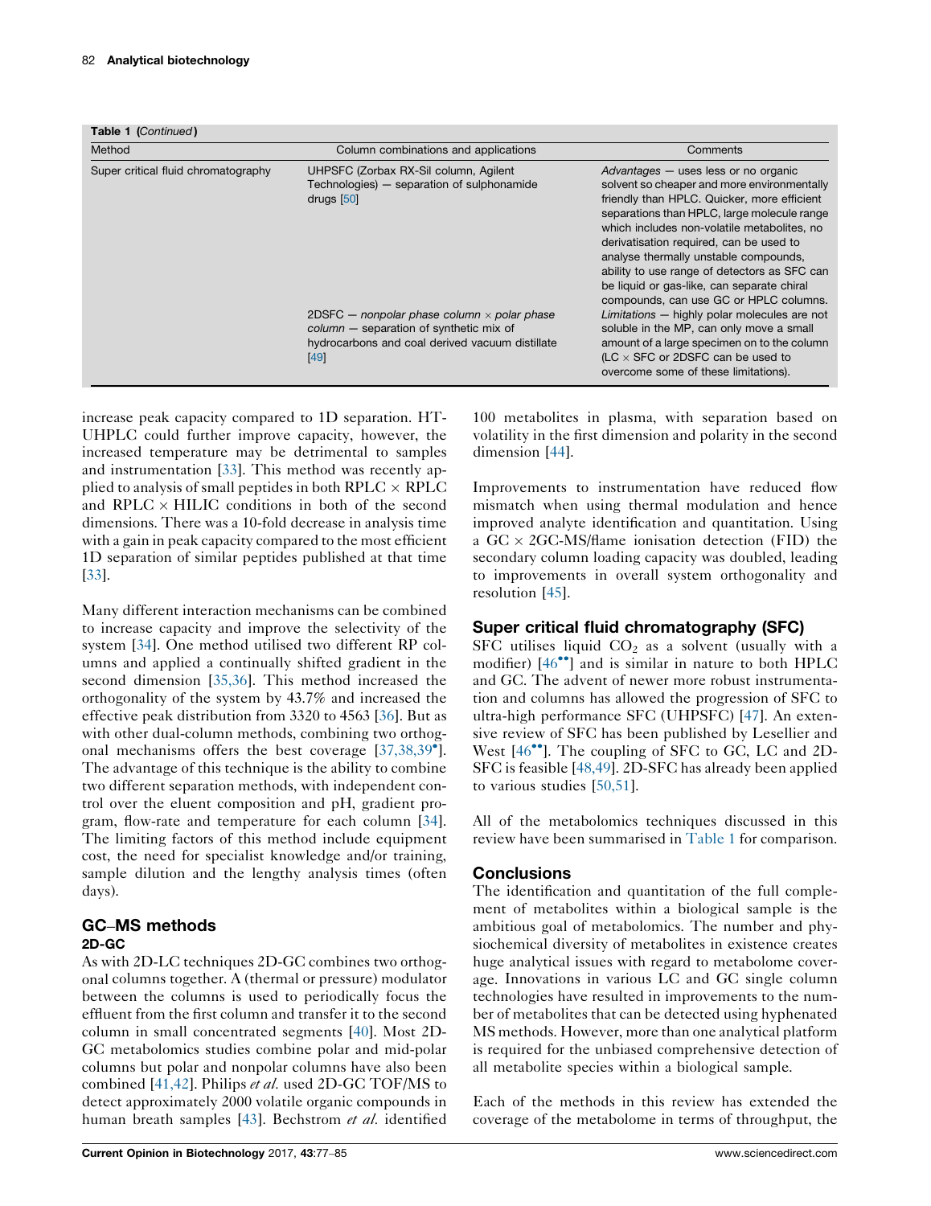**Table 1** (*Continued*)

| Method | Column combinations and applications | Comments |
|---|---|---|
| Super critical fluid chromatography | UHPSFC (Zorbax RX-Sil column, Agilent Technologies) — separation of sulphonamide drugs [50] | *Advantages* — uses less or no organic solvent so cheaper and more environmentally friendly than HPLC. Quicker, more efficient separations than HPLC, large molecule range which includes non-volatile metabolites, no derivatisation required, can be used to analyse thermally unstable compounds, ability to use range of detectors as SFC can be liquid or gas-like, can separate chiral compounds, can use GC or HPLC columns. |
| | 2DSFC — *nonpolar phase column × polar phase column* — separation of synthetic mix of hydrocarbons and coal derived vacuum distillate [49] | *Limitations* — highly polar molecules are not soluble in the MP, can only move a small amount of a large specimen on to the column (LC × SFC or 2DSFC can be used to overcome some of these limitations). |

increase peak capacity compared to 1D separation. HT-UHPLC could further improve capacity, however, the increased temperature may be detrimental to samples and instrumentation [33]. This method was recently applied to analysis of small peptides in both RPLC × RPLC and RPLC × HILIC conditions in both of the second dimensions. There was a 10-fold decrease in analysis time with a gain in peak capacity compared to the most efficient 1D separation of similar peptides published at that time [33].

Many different interaction mechanisms can be combined to increase capacity and improve the selectivity of the system [34]. One method utilised two different RP columns and applied a continually shifted gradient in the second dimension [35,36]. This method increased the orthogonality of the system by 43.7% and increased the effective peak distribution from 3320 to 4563 [36]. But as with other dual-column methods, combining two orthogonal mechanisms offers the best coverage [37,38,39•]. The advantage of this technique is the ability to combine two different separation methods, with independent control over the eluent composition and pH, gradient program, flow-rate and temperature for each column [34]. The limiting factors of this method include equipment cost, the need for specialist knowledge and/or training, sample dilution and the lengthy analysis times (often days).

## GC–MS methods

### 2D-GC

As with 2D-LC techniques 2D-GC combines two orthogonal columns together. A (thermal or pressure) modulator between the columns is used to periodically focus the effluent from the first column and transfer it to the second column in small concentrated segments [40]. Most 2D-GC metabolomics studies combine polar and mid-polar columns but polar and nonpolar columns have also been combined [41,42]. Philips *et al.* used 2D-GC TOF/MS to detect approximately 2000 volatile organic compounds in human breath samples [43]. Bechstrom *et al.* identified 100 metabolites in plasma, with separation based on volatility in the first dimension and polarity in the second dimension [44].

Improvements to instrumentation have reduced flow mismatch when using thermal modulation and hence improved analyte identification and quantitation. Using a GC × 2GC-MS/flame ionisation detection (FID) the secondary column loading capacity was doubled, leading to improvements in overall system orthogonality and resolution [45].

## Super critical fluid chromatography (SFC)

SFC utilises liquid $CO_2$ as a solvent (usually with a modifier) [46••] and is similar in nature to both HPLC and GC. The advent of newer more robust instrumentation and columns has allowed the progression of SFC to ultra-high performance SFC (UHPSFC) [47]. An extensive review of SFC has been published by Lesellier and West [46••]. The coupling of SFC to GC, LC and 2D-SFC is feasible [48,49]. 2D-SFC has already been applied to various studies [50,51].

All of the metabolomics techniques discussed in this review have been summarised in Table 1 for comparison.

## Conclusions

The identification and quantitation of the full complement of metabolites within a biological sample is the ambitious goal of metabolomics. The number and physiochemical diversity of metabolites in existence creates huge analytical issues with regard to metabolome coverage. Innovations in various LC and GC single column technologies have resulted in improvements to the number of metabolites that can be detected using hyphenated MS methods. However, more than one analytical platform is required for the unbiased comprehensive detection of all metabolite species within a biological sample.

Each of the methods in this review has extended the coverage of the metabolome in terms of throughput, the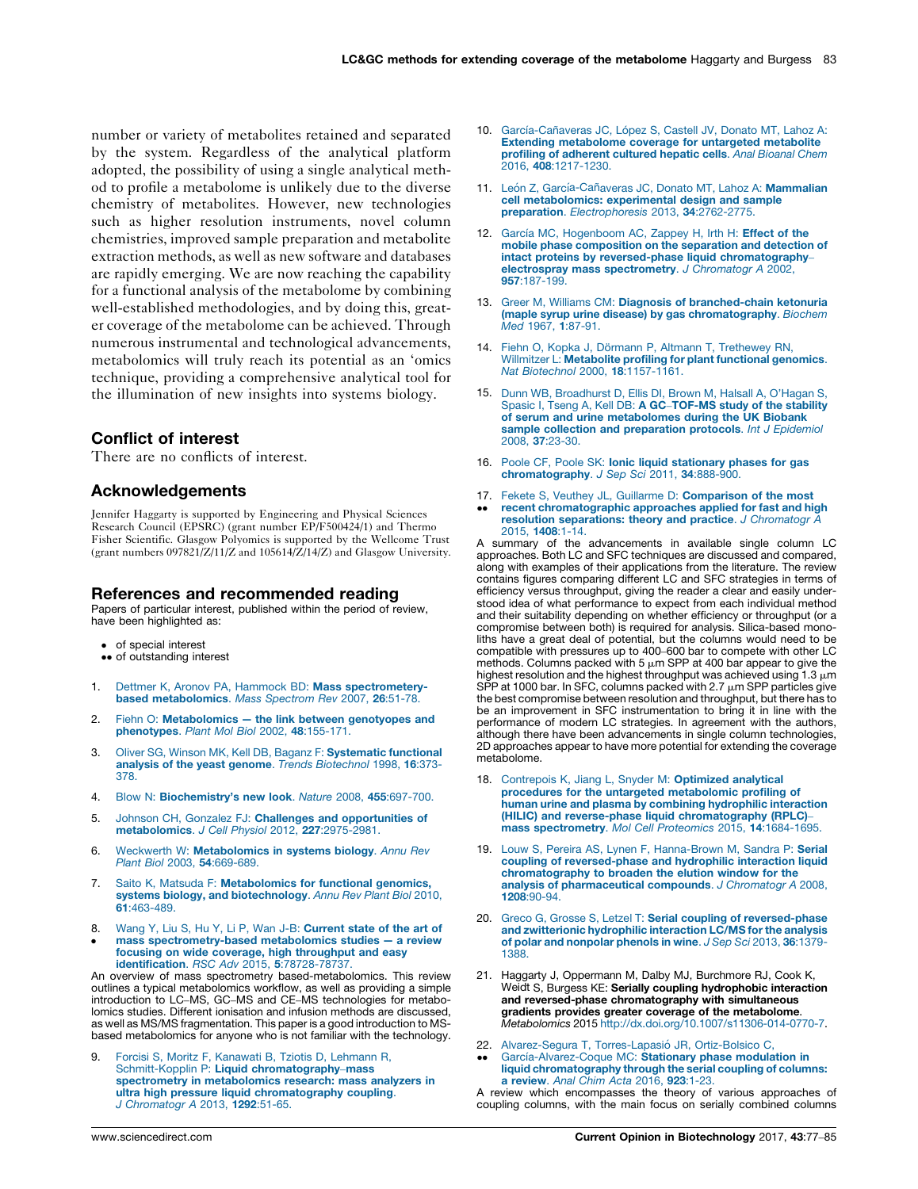number or variety of metabolites retained and separated by the system. Regardless of the analytical platform adopted, the possibility of using a single analytical method to profile a metabolome is unlikely due to the diverse chemistry of metabolites. However, new technologies such as higher resolution instruments, novel column chemistries, improved sample preparation and metabolite extraction methods, as well as new software and databases are rapidly emerging. We are now reaching the capability for a functional analysis of the metabolome by combining well-established methodologies, and by doing this, greater coverage of the metabolome can be achieved. Through numerous instrumental and technological advancements, metabolomics will truly reach its potential as an 'omics technique, providing a comprehensive analytical tool for the illumination of new insights into systems biology.

## Conflict of interest

There are no conflicts of interest.

## Acknowledgements

Jennifer Haggarty is supported by Engineering and Physical Sciences Research Council (EPSRC) (grant number EP/F500424/1) and Thermo Fisher Scientific. Glasgow Polyomics is supported by the Wellcome Trust (grant numbers 097821/Z/11/Z and 105614/Z/14/Z) and Glasgow University.

## References and recommended reading

Papers of particular interest, published within the period of review, have been highlighted as:

- • of special interest
- •• of outstanding interest

1. Dettmer K, Aronov PA, Hammock BD: **Mass spectrometery-based metabolomics**. *Mass Spectron Rev* 2007, **26**:51-78.

2. Fiehn O: **Metabolomics — the link between genotypes and phenotypes**. *Plant Mol Biol* 2002, **48**:155-171.

3. Oliver SG, Winson MK, Kell DB, Baganz F: **Systematic functional analysis of the yeast genome**. *Trends Biotechnol* 1998, **16**:373-378.

4. Blow N: **Biochemistry's new look**. *Nature* 2008, **455**:697-700.

5. Johnson CH, Gonzalez FJ: **Challenges and opportunities of metabolomics**. *J Cell Physiol* 2012, **227**:2975-2981.

6. Weckwerth W: **Metabolomics in systems biology**. *Annu Rev Plant Biol* 2003, **54**:669-689.

7. Saito K, Matsuda F: **Metabolomics for functional genomics, systems biology, and biotechnology**. *Annu Rev Plant Biol* 2010, **61**:463-489.

8. • Wang Y, Liu S, Hu Y, Li P, Wan J-B: **Current state of the art of mass spectrometry-based metabolomics studies — a review focusing on wide coverage, high throughput and easy identification**. *RSC Adv* 2015, **5**:78728-78737.
An overview of mass spectrometry based-metabolomics. This review outlines a typical metabolomics workflow, as well as providing a simple introduction to LC–MS, GC–MS and CE–MS technologies for metabolomics studies. Different ionisation and infusion methods are discussed, as well as MS/MS fragmentation. This paper is a good introduction to MS-based metabolomics for anyone who is not familiar with the technology.

9. Forcisi S, Moritz F, Kanawati B, Tziotis D, Lehmann R, Schmitt-Kopplin P: **Liquid chromatography–mass spectrometry in metabolomics research: mass analyzers in ultra high pressure liquid chromatography coupling**. *J Chromatogr A* 2013, **1292**:51-65.

10. García-Cañaveras JC, López S, Castell JV, Donato MT, Lahoz A: **Extending metabolome coverage for untargeted metabolite profiling of adherent cultured hepatic cells**. *Anal Bioanal Chem* 2016, **408**:1217-1230.

11. León Z, García-Cañaveras JC, Donato MT, Lahoz A: **Mammalian cell metabolomics: experimental design and sample preparation**. *Electrophoresis* 2013, **34**:2762-2775.

12. García MC, Hogenboom AC, Zappey H, Irth H: **Effect of the mobile phase composition on the separation and detection of intact proteins by reversed-phase liquid chromatography–electrospray mass spectrometry**. *J Chromatogr A* 2002, **957**:187-199.

13. Greer M, Williams CM: **Diagnosis of branched-chain ketonuria (maple syrup urine disease) by gas chromatography**. *Biochem Med* 1967, **1**:87-91.

14. Fiehn O, Kopka J, Dörmann P, Altmann T, Trethewey RN, Willmitzer L: **Metabolite profiling for plant functional genomics**. *Nat Biotechnol* 2000, **18**:1157-1161.

15. Dunn WB, Broadhurst D, Ellis DI, Brown M, Halsall A, O'Hagan S, Spasic I, Tseng A, Kell DB: **A GC–TOF-MS study of the stability of serum and urine metabolomes during the UK Biobank sample collection and preparation protocols**. *Int J Epidemiol* 2008, **37**:23-30.

16. Poole CF, Poole SK: **Ionic liquid stationary phases for gas chromatography**. *J Sep Sci* 2011, **34**:888-900.

17. •• Fekete S, Veuthey JL, Guillarme D: **Comparison of the most recent chromatographic approaches applied for fast and high resolution separations: theory and practice**. *J Chromatogr A* 2015, **1408**:1-14.
A summary of the advancements in available single column LC approaches. Both LC and SFC techniques are discussed and compared, along with examples of their applications from the literature. The review contains figures comparing different LC and SFC strategies in terms of efficiency versus throughput, giving the reader a clear and easily understood idea of what performance to expect from each individual method and their suitability depending on whether efficiency or throughput (or a compromise between both) is required for analysis. Silica-based monoliths have a great deal of potential, but the columns would need to be compatible with pressures up to 400–600 bar to compete with other LC methods. Columns packed with 5 μm SPP at 400 bar appear to give the highest resolution and the highest throughput was achieved using 1.3 μm SPP at 1000 bar. In SFC, columns packed with 2.7 μm SPP particles give the best compromise between resolution and throughput, but there has to be an improvement in SFC instrumentation to bring it in line with the performance of modern LC strategies. In agreement with the authors, although there have been advancements in single column technologies, 2D approaches appear to have more potential for extending the coverage metabolome.

18. Contrepois K, Jiang L, Snyder M: **Optimized analytical procedures for the untargeted metabolomic profiling of human urine and plasma by combining hydrophilic interaction (HILIC) and reverse-phase liquid chromatography (RPLC)–mass spectrometry**. *Mol Cell Proteomics* 2015, **14**:1684-1695.

19. Louw S, Pereira AS, Lynen F, Hanna-Brown M, Sandra P: **Serial coupling of reversed-phase and hydrophilic interaction liquid chromatography to broaden the elution window for the analysis of pharmaceutical compounds**. *J Chromatogr A* 2008, **1208**:90-94.

20. Greco G, Grosse S, Letzel T: **Serial coupling of reversed-phase and zwitterionic hydrophilic interaction LC/MS for the analysis of polar and nonpolar phenols in wine**. *J Sep Sci* 2013, **36**:1379-1388.

21. Haggarty J, Oppermann M, Dalby MJ, Burchmore RJ, Cook K, Weidt S, Burgess KE: **Serially coupling hydrophobic interaction and reversed-phase chromatography with simultaneous gradients provides greater coverage of the metabolome**. *Metabolomics* 2015 http://dx.doi.org/10.1007/s11306-014-0770-7.

22. •• Alvarez-Segura T, Torres-Lapasió JR, Ortiz-Bolsico C, García-Alvarez-Coque MC: **Stationary phase modulation in liquid chromatography through the serial coupling of columns: a review**. *Anal Chim Acta* 2016, **923**:1-23.
A review which encompasses the theory of various approaches of coupling columns, with the main focus on serially combined columns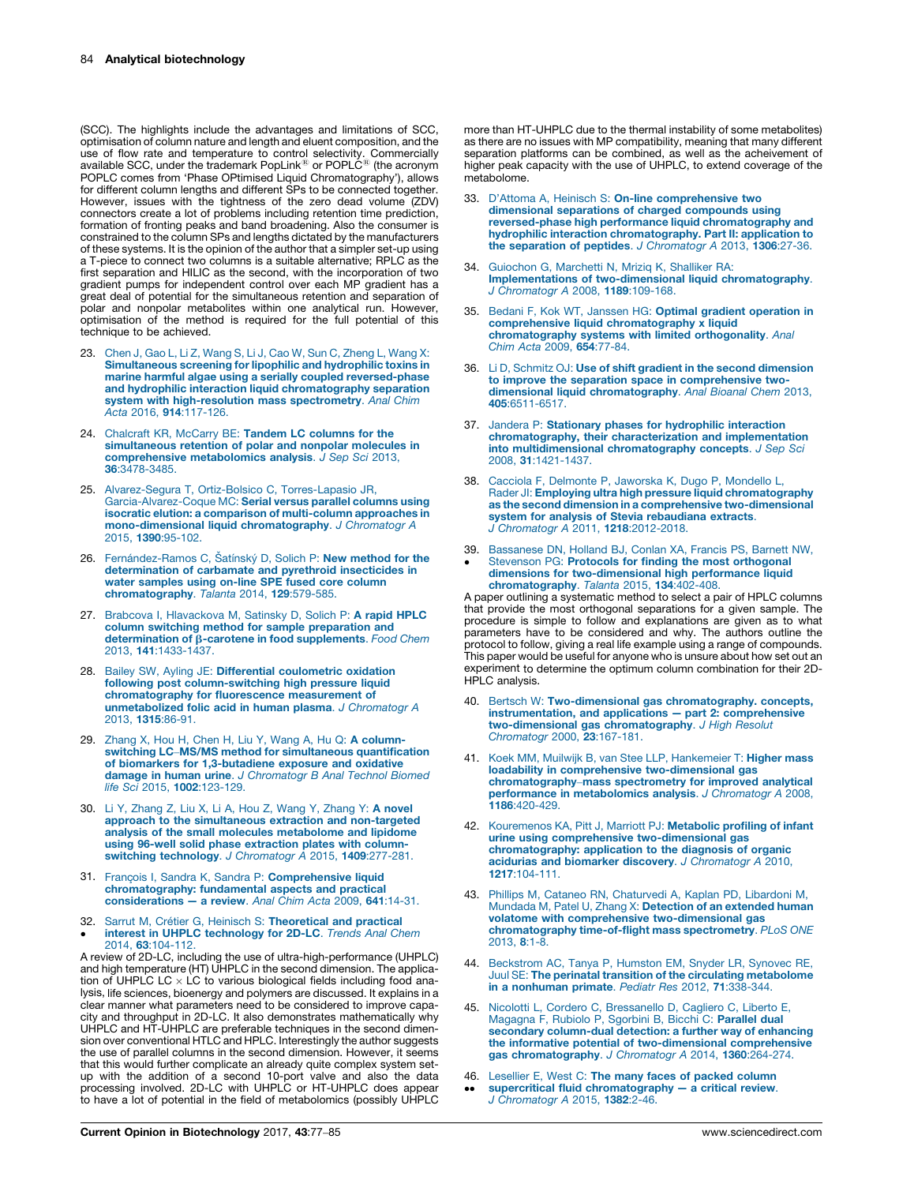(SCC). The highlights include the advantages and limitations of SCC, optimisation of column nature and length and eluent composition, and the use of flow rate and temperature to control selectivity. Commercially available SCC, under the trademark PopLink® or POPLC® (the acronym POPLC comes from 'Phase OPtimised Liquid Chromatography'), allows for different column lengths and different SPs to be connected together. However, issues with the tightness of the zero dead volume (ZDV) connectors create a lot of problems including retention time prediction, formation of fronting peaks and band broadening. Also the consumer is constrained to the column SPs and lengths dictated by the manufacturers of these systems. It is the opinion of the author that a simpler set-up using a T-piece to connect two columns is a suitable alternative; RPLC as the first separation and HILIC as the second, with the incorporation of two gradient pumps for independent control over each MP gradient has a great deal of potential for the simultaneous retention and separation of polar and nonpolar metabolites within one analytical run. However, optimisation of the method is required for the full potential of this technique to be achieved.

23. Chen J, Gao L, Li Z, Wang S, Li J, Cao W, Sun C, Zheng L, Wang X: **Simultaneous screening for lipophilic and hydrophilic toxins in marine harmful algae using a serially coupled reversed-phase and hydrophilic interaction liquid chromatography separation system with high-resolution mass spectrometry**. *Anal Chim Acta* 2016, **914**:117-126.

24. Chalcraft KR, McCarry BE: **Tandem LC columns for the simultaneous retention of polar and nonpolar molecules in comprehensive metabolomics analysis**. *J Sep Sci* 2013, **36**:3478-3485.

25. Alvarez-Segura T, Ortiz-Bolsico C, Torres-Lapasio JR, Garcia-Alvarez-Coque MC: **Serial versus parallel columns using isocratic elution: a comparison of multi-column approaches in mono-dimensional liquid chromatography**. *J Chromatogr A* 2015, **1390**:95-102.

26. Fernández-Ramos C, Šatínský D, Solich P: **New method for the determination of carbamate and pyrethroid insecticides in water samples using on-line SPE fused core column chromatography**. *Talanta* 2014, **129**:579-585.

27. Brabcova I, Hlavackova M, Satinsky D, Solich P: **A rapid HPLC column switching method for sample preparation and determination of β-carotene in food supplements**. *Food Chem* 2013, **141**:1433-1437.

28. Bailey SW, Ayling JE: **Differential coulometric oxidation following post column-switching high pressure liquid chromatography for fluorescence measurement of unmetabolized folic acid in human plasma**. *J Chromatogr A* 2013, **1315**:86-91.

29. Zhang X, Hou H, Chen H, Liu Y, Wang A, Hu Q: **A column-switching LC–MS/MS method for simultaneous quantification of biomarkers for 1,3-butadiene exposure and oxidative damage in human urine**. *J Chromatogr B Anal Technol Biomed life Sci* 2015, **1002**:123-129.

30. Li Y, Zhang Z, Liu X, Li A, Hou Z, Wang Y, Zhang Y: **A novel approach to the simultaneous extraction and non-targeted analysis of the small molecules metabolome and lipidome using 96-well solid phase extraction plates with column-switching technology**. *J Chromatogr A* 2015, **1409**:277-281.

31. François I, Sandra K, Sandra P: **Comprehensive liquid chromatography: fundamental aspects and practical considerations — a review**. *Anal Chim Acta* 2009, **641**:14-31.

32. • Sarrut M, Crétier G, Heinisch S: **Theoretical and practical interest in UHPLC technology for 2D-LC**. *Trends Anal Chem* 2014, **63**:104-112.

A review of 2D-LC, including the use of ultra-high-performance (UHPLC) and high temperature (HT) UHPLC in the second dimension. The application of UHPLC LC × LC to various biological fields including food analysis, life sciences, bioenergy and polymers are discussed. It explains in a clear manner what parameters need to be considered to improve capacity and throughput in 2D-LC. It also demonstrates mathematically why UHPLC and HT-UHPLC are preferable techniques in the second dimension over conventional HTLC and HPLC. Interestingly the author suggests the use of parallel columns in the second dimension. However, it seems that this would further complicate an already quite complex system set-up with the addition of a second 10-port valve and also the data processing involved. 2D-LC with UHPLC or HT-UHPLC does appear to have a lot of potential in the field of metabolomics (possibly UHPLC more than HT-UHPLC due to the thermal instability of some metabolites) as there are no issues with MP compatibility, meaning that many different separation platforms can be combined, as well as the acheivement of higher peak capacity with the use of UHPLC, to extend coverage of the metabolome.

33. D'Attoma A, Heinisch S: **On-line comprehensive two dimensional separations of charged compounds using reversed-phase high performance liquid chromatography and hydrophilic interaction chromatography. Part II: application to the separation of peptides**. *J Chromatogr A* 2013, **1306**:27-36.

34. Guiochon G, Marchetti N, Mriziq K, Shalliker RA: **Implementations of two-dimensional liquid chromatography**. *J Chromatogr A* 2008, **1189**:109-168.

35. Bedani F, Kok WT, Janssen HG: **Optimal gradient operation in comprehensive liquid chromatography x liquid chromatography systems with limited orthogonality**. *Anal Chim Acta* 2009, **654**:77-84.

36. Li D, Schmitz OJ: **Use of shift gradient in the second dimension to improve the separation space in comprehensive two-dimensional liquid chromatography**. *Anal Bioanal Chem* 2013, **405**:6511-6517.

37. Jandera P: **Stationary phases for hydrophilic interaction chromatography, their characterization and implementation into multidimensional chromatography concepts**. *J Sep Sci* 2008, **31**:1421-1437.

38. Cacciola F, Delmonte P, Jaworska K, Dugo P, Mondello L, Rader JI: **Employing ultra high pressure liquid chromatography as the second dimension in a comprehensive two-dimensional system for analysis of Stevia rebaudiana extracts**. *J Chromatogr A* 2011, **1218**:2012-2018.

39. • Bassanese DN, Holland BJ, Conlan XA, Francis PS, Barnett NW, Stevenson PG: **Protocols for finding the most orthogonal dimensions for two-dimensional high performance liquid chromatography**. *Talanta* 2015, **134**:402-408.

A paper outlining a systematic method to select a pair of HPLC columns that provide the most orthogonal separations for a given sample. The procedure is simple to follow and explanations are given as to what parameters have to be considered and why. The authors outline the protocol to follow, giving a real life example using a range of compounds. This paper would be useful for anyone who is unsure about how set out an experiment to determine the optimum column combination for their 2D-HPLC analysis.

40. Bertsch W: **Two-dimensional gas chromatography. concepts, instrumentation, and applications — part 2: comprehensive two-dimensional gas chromatography**. *J High Resolut Chromatogr* 2000, **23**:167-181.

41. Koek MM, Muilwijk B, van Stee LLP, Hankemeier T: **Higher mass loadability in comprehensive two-dimensional gas chromatography–mass spectrometry for improved analytical performance in metabolomics analysis**. *J Chromatogr A* 2008, **1186**:420-429.

42. Kouremenos KA, Pitt J, Marriott PJ: **Metabolic profiling of infant urine using comprehensive two-dimensional gas chromatography: application to the diagnosis of organic acidurias and biomarker discovery**. *J Chromatogr A* 2010, **1217**:104-111.

43. Phillips M, Cataneo RN, Chaturvedi A, Kaplan PD, Libardoni M, Mundada M, Patel U, Zhang X: **Detection of an extended human volatome with comprehensive two-dimensional gas chromatography time-of-flight mass spectrometry**. *PLoS ONE* 2013, **8**:1-8.

44. Beckstrom AC, Tanya P, Humston EM, Snyder LR, Synovec RE, Juul SE: **The perinatal transition of the circulating metabolome in a nonhuman primate**. *Pediatr Res* 2012, **71**:338-344.

45. Nicolotti L, Cordero C, Bressanello D, Cagliero C, Liberto E, Magagna F, Rubiolo P, Sgorbini B, Bicchi C: **Parallel dual secondary column-dual detection: a further way of enhancing the informative potential of two-dimensional comprehensive gas chromatography**. *J Chromatogr A* 2014, **1360**:264-274.

46. •• Lesellier E, West C: **The many faces of packed column supercritical fluid chromatography — a critical review**. *J Chromatogr A* 2015, **1382**:2-46.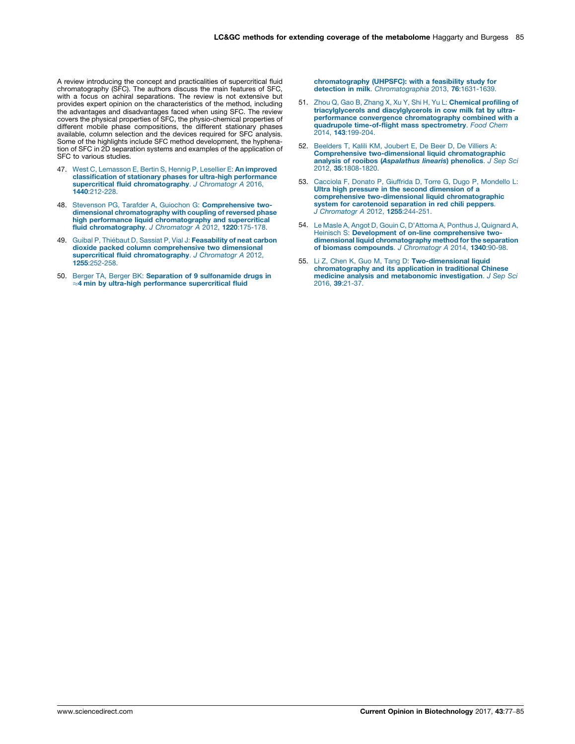A review introducing the concept and practicalities of supercritical fluid chromatography (SFC). The authors discuss the main features of SFC, with a focus on achiral separations. The review is not extensive but provides expert opinion on the characteristics of the method, including the advantages and disadvantages faced when using SFC. The review covers the physical properties of SFC, the physio-chemical properties of different mobile phase compositions, the different stationary phases available, column selection and the devices required for SFC analysis. Some of the highlights include SFC method development, the hyphenation of SFC in 2D separation systems and examples of the application of SFC to various studies.

47. West C, Lemasson E, Bertin S, Hennig P, Lesellier E: **An improved classification of stationary phases for ultra-high performance supercritical fluid chromatography**. *J Chromatogr A* 2016, **1440**:212-228.

48. Stevenson PG, Tarafder A, Guiochon G: **Comprehensive two-dimensional chromatography with coupling of reversed phase high performance liquid chromatography and supercritical fluid chromatography**. *J Chromatogr A* 2012, **1220**:175-178.

49. Guibal P, Thiébaut D, Sassiat P, Vial J: **Feasability of neat carbon dioxide packed column comprehensive two dimensional supercritical fluid chromatography**. *J Chromatogr A* 2012, **1255**:252-258.

50. Berger TA, Berger BK: **Separation of 9 sulfonamide drugs in ≈4 min by ultra-high performance supercritical fluid chromatography (UHPSFC): with a feasibility study for detection in milk**. *Chromatographia* 2013, **76**:1631-1639.

51. Zhou Q, Gao B, Zhang X, Xu Y, Shi H, Yu L: **Chemical profiling of triacylglycerols and diacylglycerols in cow milk fat by ultra-performance convergence chromatography combined with a quadrupole time-of-flight mass spectrometry**. *Food Chem* 2014, **143**:199-204.

52. Beelders T, Kalili KM, Joubert E, De Beer D, De Villiers A: **Comprehensive two-dimensional liquid chromatographic analysis of rooibos (*Aspalathus linearis*) phenolics**. *J Sep Sci* 2012, **35**:1808-1820.

53. Cacciola F, Donato P, Giuffrida D, Torre G, Dugo P, Mondello L: **Ultra high pressure in the second dimension of a comprehensive two-dimensional liquid chromatographic system for carotenoid separation in red chili peppers**. *J Chromatogr A* 2012, **1255**:244-251.

54. Le Masle A, Angot D, Gouin C, D'Attoma A, Ponthus J, Quignard A, Heinisch S: **Development of on-line comprehensive two-dimensional liquid chromatography method for the separation of biomass compounds**. *J Chromatogr A* 2014, **1340**:90-98.

55. Li Z, Chen K, Guo M, Tang D: **Two-dimensional liquid chromatography and its application in traditional Chinese medicine analysis and metabonomic investigation**. *J Sep Sci* 2016, **39**:21-37.